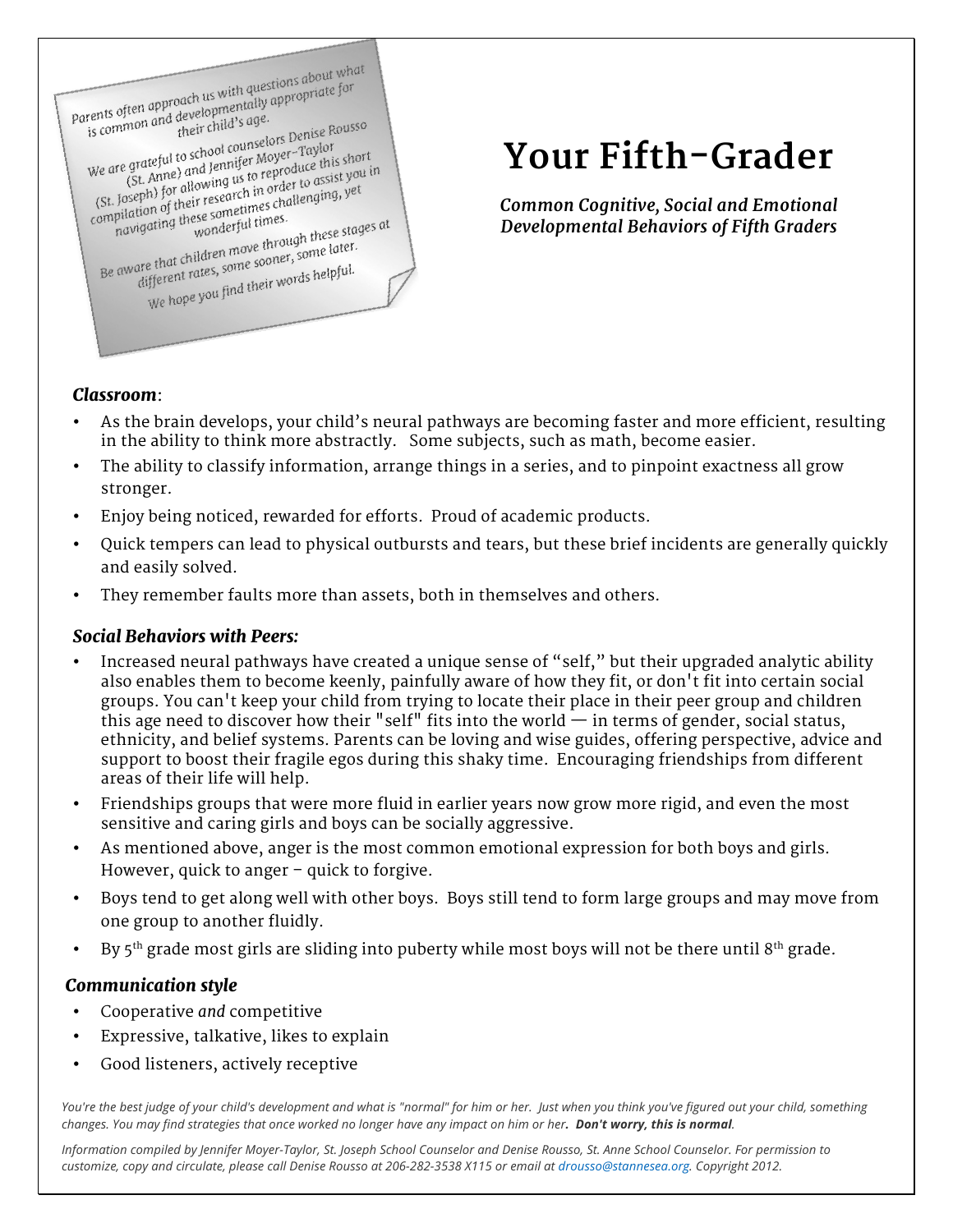Parents often approach us with questions about what is common and developmentally appropriate for their child's age.

We are grateful to school counselors Denise Rousso (St. Anne) and Jennifer Moyer-Taylor (St. Joseph) for allowing us to reproduce this short compilation of their research in order to assist you in navigating these sometimes challenging, yet wonderful times.

Be aware that children move through these stages at different rates, some sooner, some later.

We hope you find their words helpful.

# Your Fifth-Grader

***Common Cognitive, Social and Emotional Developmental Behaviors of Fifth Graders***

***Classroom***:

- As the brain develops, your child's neural pathways are becoming faster and more efficient, resulting in the ability to think more abstractly. Some subjects, such as math, become easier.
- The ability to classify information, arrange things in a series, and to pinpoint exactness all grow stronger.
- Enjoy being noticed, rewarded for efforts. Proud of academic products.
- Quick tempers can lead to physical outbursts and tears, but these brief incidents are generally quickly and easily solved.
- They remember faults more than assets, both in themselves and others.

***Social Behaviors with Peers:***

- Increased neural pathways have created a unique sense of "self," but their upgraded analytic ability also enables them to become keenly, painfully aware of how they fit, or don't fit into certain social groups. You can't keep your child from trying to locate their place in their peer group and children this age need to discover how their "self" fits into the world — in terms of gender, social status, ethnicity, and belief systems. Parents can be loving and wise guides, offering perspective, advice and support to boost their fragile egos during this shaky time. Encouraging friendships from different areas of their life will help.
- Friendships groups that were more fluid in earlier years now grow more rigid, and even the most sensitive and caring girls and boys can be socially aggressive.
- As mentioned above, anger is the most common emotional expression for both boys and girls. However, quick to anger – quick to forgive.
- Boys tend to get along well with other boys. Boys still tend to form large groups and may move from one group to another fluidly.
- By 5th grade most girls are sliding into puberty while most boys will not be there until 8th grade.

***Communication style***

- Cooperative *and* competitive
- Expressive, talkative, likes to explain
- Good listeners, actively receptive

*You're the best judge of your child's development and what is "normal" for him or her. Just when you think you've figured out your child, something changes. You may find strategies that once worked no longer have any impact on him or her.* ***Don't worry, this is normal****.*

*Information compiled by Jennifer Moyer-Taylor, St. Joseph School Counselor and Denise Rousso, St. Anne School Counselor. For permission to customize, copy and circulate, please call Denise Rousso at 206-282-3538 X115 or email at drousso@stannesea.org. Copyright 2012.*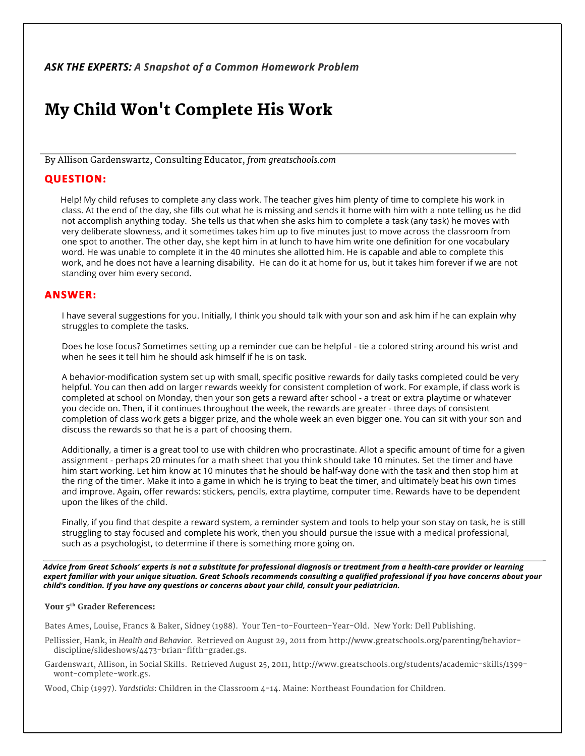***ASK THE EXPERTS:* A Snapshot of a Common Homework Problem**

# My Child Won't Complete His Work

By Allison Gardenswartz, Consulting Educator, *from greatschools.com*

## QUESTION:

Help! My child refuses to complete any class work. The teacher gives him plenty of time to complete his work in class. At the end of the day, she fills out what he is missing and sends it home with him with a note telling us he did not accomplish anything today. She tells us that when she asks him to complete a task (any task) he moves with very deliberate slowness, and it sometimes takes him up to five minutes just to move across the classroom from one spot to another. The other day, she kept him in at lunch to have him write one definition for one vocabulary word. He was unable to complete it in the 40 minutes she allotted him. He is capable and able to complete this work, and he does not have a learning disability. He can do it at home for us, but it takes him forever if we are not standing over him every second.

## ANSWER:

I have several suggestions for you. Initially, I think you should talk with your son and ask him if he can explain why struggles to complete the tasks.

Does he lose focus? Sometimes setting up a reminder cue can be helpful - tie a colored string around his wrist and when he sees it tell him he should ask himself if he is on task.

A behavior-modification system set up with small, specific positive rewards for daily tasks completed could be very helpful. You can then add on larger rewards weekly for consistent completion of work. For example, if class work is completed at school on Monday, then your son gets a reward after school - a treat or extra playtime or whatever you decide on. Then, if it continues throughout the week, the rewards are greater - three days of consistent completion of class work gets a bigger prize, and the whole week an even bigger one. You can sit with your son and discuss the rewards so that he is a part of choosing them.

Additionally, a timer is a great tool to use with children who procrastinate. Allot a specific amount of time for a given assignment - perhaps 20 minutes for a math sheet that you think should take 10 minutes. Set the timer and have him start working. Let him know at 10 minutes that he should be half-way done with the task and then stop him at the ring of the timer. Make it into a game in which he is trying to beat the timer, and ultimately beat his own times and improve. Again, offer rewards: stickers, pencils, extra playtime, computer time. Rewards have to be dependent upon the likes of the child.

Finally, if you find that despite a reward system, a reminder system and tools to help your son stay on task, he is still struggling to stay focused and complete his work, then you should pursue the issue with a medical professional, such as a psychologist, to determine if there is something more going on.

***Advice from Great Schools' experts is not a substitute for professional diagnosis or treatment from a health-care provider or learning expert familiar with your unique situation. Great Schools recommends consulting a qualified professional if you have concerns about your child's condition. If you have any questions or concerns about your child, consult your pediatrician.***

**Your 5th Grader References:**

Bates Ames, Louise, Francs & Baker, Sidney (1988). Your Ten-to-Fourteen-Year-Old. New York: Dell Publishing.

Pellissier, Hank, in *Health and Behavior.* Retrieved on August 29, 2011 from http://www.greatschools.org/parenting/behavior-discipline/slideshows/4473-brian-fifth-grader.gs.

Gardenswart, Allison, in Social Skills. Retrieved August 25, 2011, http://www.greatschools.org/students/academic-skills/1399-wont-complete-work.gs.

Wood, Chip (1997). *Yardsticks*: Children in the Classroom 4-14. Maine: Northeast Foundation for Children.